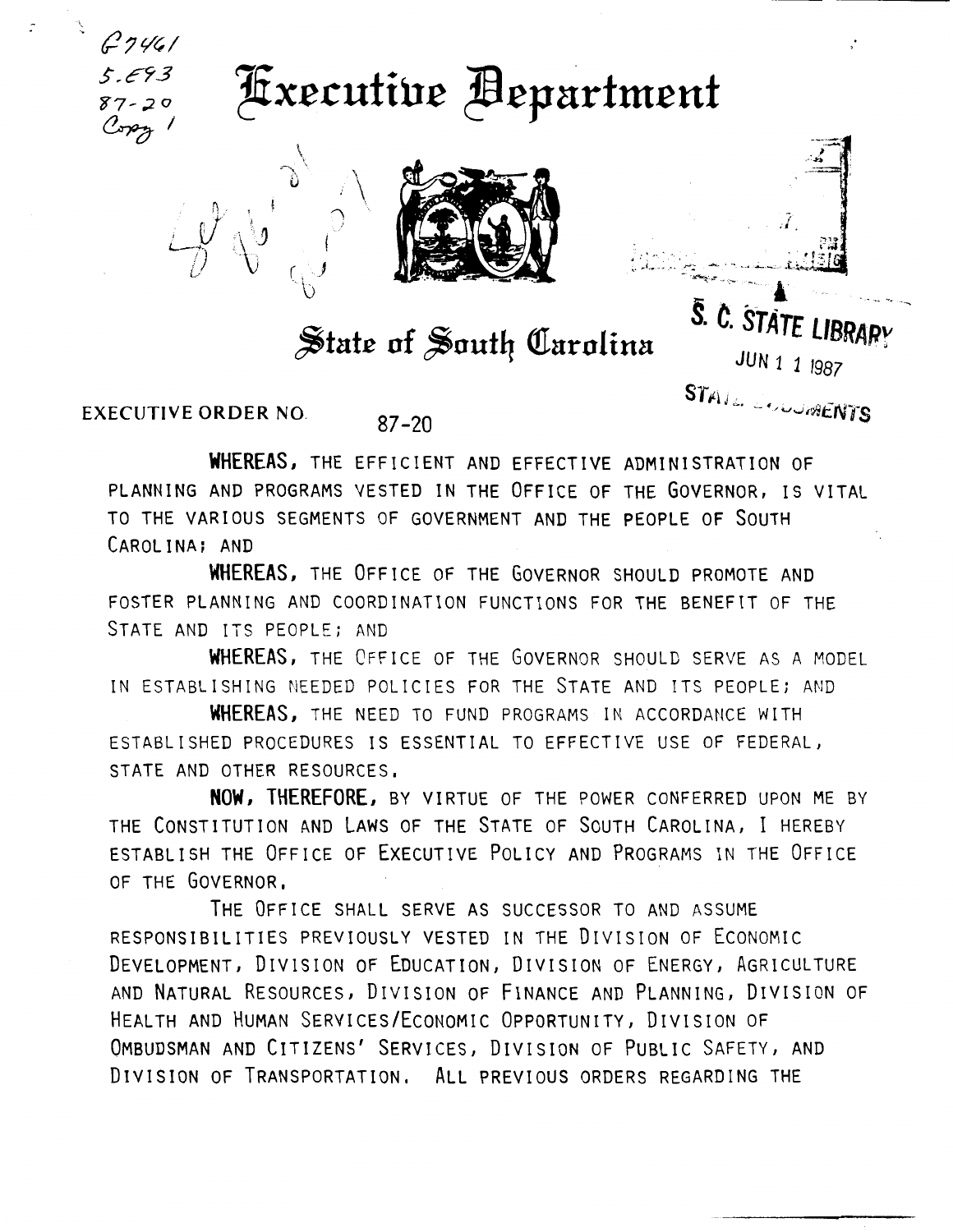# Executive Department

## State of South Carolina

**EXECUTIVE ORDER NO.** 87-20

**WHEREAS,** THE EFFICIENT AND EFFECTIVE ADMINISTRATION OF PLANNING AND PROGRAMS VESTED IN THE OFFICE OF THE GOVERNOR, IS VITAL TO THE VARIOUS SEGMENTS OF GOVERNMENT AND THE PEOPLE OF SOUTH CAROLINA; AND

**WHEREAS,** THE OFFICE OF THE GOVERNOR SHOULD PROMOTE AND FOSTER PLANNING AND COORDINATION FUNCTIONS FOR THE BENEFIT OF THE STATE AND ITS PEOPLE; AND

**WHEREAS,** THE OFFICE OF THE GOVERNOR SHOULD SERVE AS A MODEL IN ESTABLISHING NEEDED POLICIES FOR THE STATE AND ITS PEOPLE; AND

**WHEREAS,** THE NEED TO FUND PROGRAMS IN ACCORDANCE WITH ESTABLISHED PROCEDURES IS ESSENTIAL TO EFFECTIVE USE OF FEDERAL, STATE AND OTHER RESOURCES.

**NOW, THEREFORE,** BY VIRTUE OF THE POWER CONFERRED UPON ME BY THE CONSTITUTION AND LAWS OF THE STATE OF SOUTH CAROLINA, I HEREBY ESTABLISH THE OFFICE OF EXECUTIVE POLICY AND PROGRAMS IN THE OFFICE OF THE GOVERNOR.

THE OFFICE SHALL SERVE AS SUCCESSOR TO AND ASSUME RESPONSIBILITIES PREVIOUSLY VESTED IN THE DIVISION OF ECONOMIC DEVELOPMENT, DIVISION OF EDUCATION, DIVISION OF ENERGY, AGRICULTURE AND NATURAL RESOURCES, DIVISION OF FINANCE AND PLANNING, DIVISION OF HEALTH AND HUMAN SERVICES/ECONOMIC OPPORTUNITY, DIVISION OF OMBUDSMAN AND CITIZENS' SERVICES, DIVISION OF PUBLIC SAFETY, AND DIVISION OF TRANSPORTATION. ALL PREVIOUS ORDERS REGARDING THE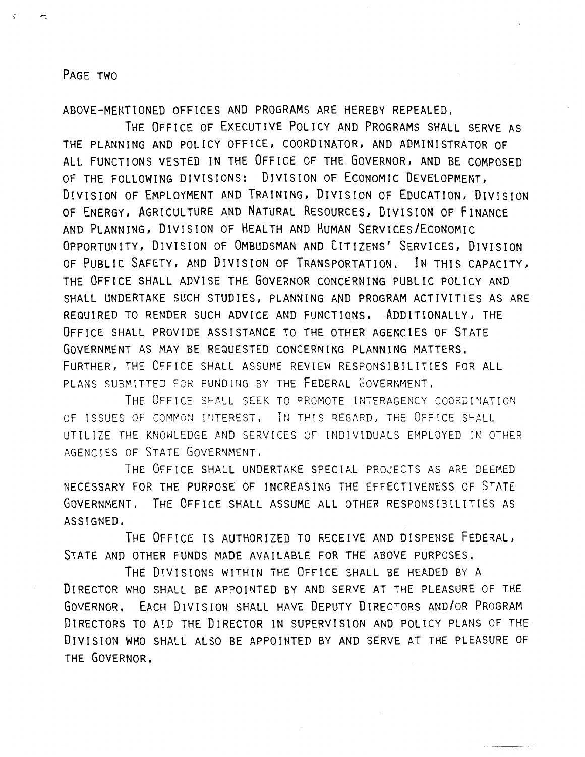ABOVE-MENTIONED OFFICES AND PROGRAMS ARE HEREBY REPEALED.

THE OFFICE OF EXECUTIVE POLICY AND PROGRAMS SHALL SERVE AS THE PLANNING AND POLICY OFFICE, COORDINATOR, AND ADMINISTRATOR OF ALL FUNCTIONS VESTED IN THE OFFICE OF THE GOVERNOR, AND BE COMPOSED OF THE FOLLOWING DIVISIONS: DIVISION OF ECONOMIC DEVELOPMENT, DIVISION OF EMPLOYMENT AND TRAINING, DIVISION OF EDUCATION, DIVISION OF ENERGY, AGRICULTURE AND NATURAL RESOURCES, DIVISION OF FINANCE AND PLANNING, DIVISION OF HEALTH AND HUMAN SERVICES/ECONOMIC OPPORTUNITY, DIVISION OF OMBUDSMAN AND CITIZENS' SERVICES, DIVISION OF PUBLIC SAFETY, AND DIVISION OF TRANSPORTATION. IN THIS CAPACITY, THE OFFICE SHALL ADVISE THE GOVERNOR CONCERNING PUBLIC POLICY AND SHALL UNDERTAKE SUCH STUDIES, PLANNING AND PROGRAM ACTIVITIES AS ARE REQUIRED TO RENDER SUCH ADVICE AND FUNCTIONS. ADDITIONALLY, THE OFFICE SHALL PROVIDE ASSISTANCE TO THE OTHER AGENCIES OF STATE GOVERNMENT AS MAY BE REQUESTED CONCERNING PLANNING MATTERS. FURTHER, THE OFFICE SHALL ASSUME REVIEW RESPONSIBILITIES FOR ALL PLANS SUBMITTED FOR FUNDING BY THE FEDERAL GOVERNMENT.

THE OFFICE SHALL SEEK TO PROMOTE INTERAGENCY COORDINATION OF ISSUES OF COMMON INTEREST. IN THIS REGARD, THE OFFICE SHALL UTILIZE THE KNOWLEDGE AND SERVICES OF INDIVIDUALS EMPLOYED IN OTHER AGENCIES OF STATE GOVERNMENT.

THE OFFICE SHALL UNDERTAKE SPECIAL PROJECTS AS ARE DEEMED NECESSARY FOR THE PURPOSE OF INCREASING THE EFFECTIVENESS OF STATE GOVERNMENT. THE OFFICE SHALL ASSUME ALL OTHER RESPONSIBILITIES AS ASSIGNED.

THE OFFICE IS AUTHORIZED TO RECEIVE AND DISPENSE FEDERAL, STATE AND OTHER FUNDS MADE AVAILABLE FOR THE ABOVE PURPOSES.

THE DIVISIONS WITHIN THE OFFICE SHALL BE HEADED BY A DIRECTOR WHO SHALL BE APPOINTED BY AND SERVE AT THE PLEASURE OF THE GOVERNOR. EACH DIVISION SHALL HAVE DEPUTY DIRECTORS AND/OR PROGRAM DIRECTORS TO AID THE DIRECTOR IN SUPERVISION AND POLICY PLANS OF THE DIVISION WHO SHALL ALSO BE APPOINTED BY AND SERVE AT THE PLEASURE OF THE GOVERNOR.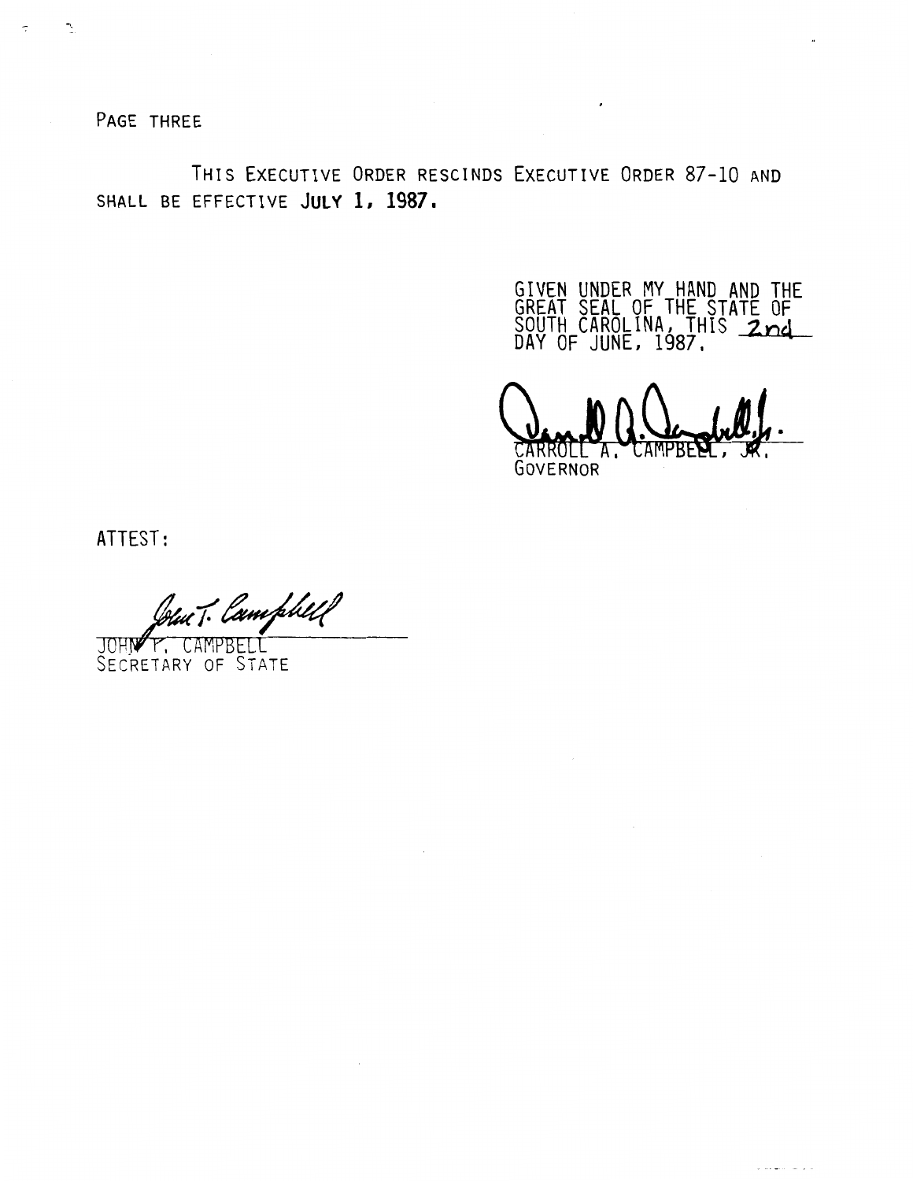PAGE THREE

THIS EXECUTIVE ORDER RESCINDS EXECUTIVE ORDER 87-10 AND SHALL BE EFFECTIVE **JULY 1, 1987.**

GIVEN UNDER MY HAND AND THE GREAT SEAL OF THE STATE OF SOUTH CAROLINA, THIS 2nd DAY OF JUNE, 1987.

CARROLL A. CAMPBELL, JR.
GOVERNOR

ATTEST:

JOHN T. CAMPBELL
SECRETARY OF STATE